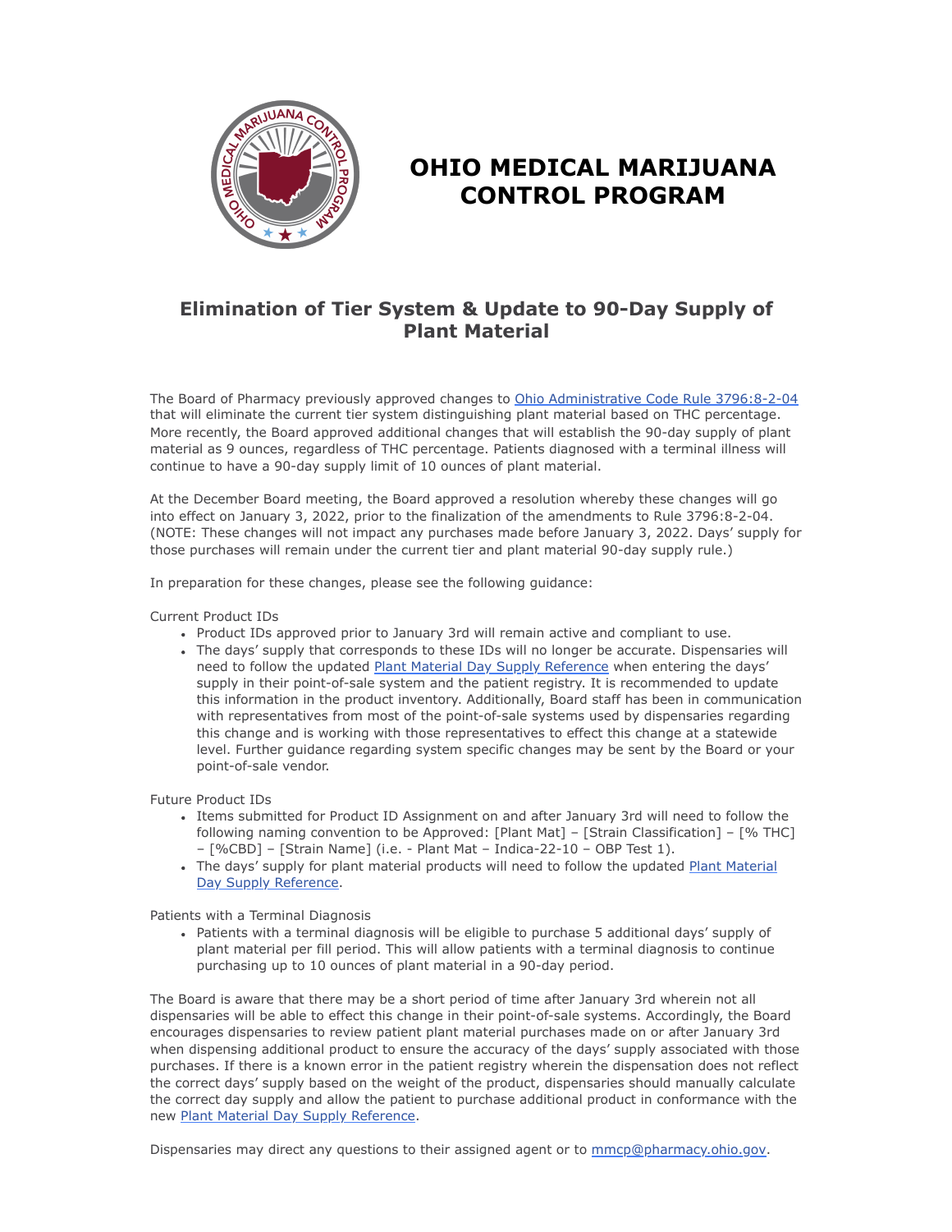# OHIO MEDICAL MARIJUANA CONTROL PROGRAM

## Elimination of Tier System & Update to 90-Day Supply of Plant Material

The Board of Pharmacy previously approved changes to Ohio Administrative Code Rule 3796:8-2-04 that will eliminate the current tier system distinguishing plant material based on THC percentage. More recently, the Board approved additional changes that will establish the 90-day supply of plant material as 9 ounces, regardless of THC percentage. Patients diagnosed with a terminal illness will continue to have a 90-day supply limit of 10 ounces of plant material.

At the December Board meeting, the Board approved a resolution whereby these changes will go into effect on January 3, 2022, prior to the finalization of the amendments to Rule 3796:8-2-04. (NOTE: These changes will not impact any purchases made before January 3, 2022. Days' supply for those purchases will remain under the current tier and plant material 90-day supply rule.)

In preparation for these changes, please see the following guidance:

Current Product IDs

- Product IDs approved prior to January 3rd will remain active and compliant to use.
- The days' supply that corresponds to these IDs will no longer be accurate. Dispensaries will need to follow the updated Plant Material Day Supply Reference when entering the days' supply in their point-of-sale system and the patient registry. It is recommended to update this information in the product inventory. Additionally, Board staff has been in communication with representatives from most of the point-of-sale systems used by dispensaries regarding this change and is working with those representatives to effect this change at a statewide level. Further guidance regarding system specific changes may be sent by the Board or your point-of-sale vendor.

Future Product IDs

- Items submitted for Product ID Assignment on and after January 3rd will need to follow the following naming convention to be Approved: [Plant Mat] – [Strain Classification] – [% THC] – [%CBD] – [Strain Name] (i.e. - Plant Mat – Indica-22-10 – OBP Test 1).
- The days' supply for plant material products will need to follow the updated Plant Material Day Supply Reference.

Patients with a Terminal Diagnosis

- Patients with a terminal diagnosis will be eligible to purchase 5 additional days' supply of plant material per fill period. This will allow patients with a terminal diagnosis to continue purchasing up to 10 ounces of plant material in a 90-day period.

The Board is aware that there may be a short period of time after January 3rd wherein not all dispensaries will be able to effect this change in their point-of-sale systems. Accordingly, the Board encourages dispensaries to review patient plant material purchases made on or after January 3rd when dispensing additional product to ensure the accuracy of the days' supply associated with those purchases. If there is a known error in the patient registry wherein the dispensation does not reflect the correct days' supply based on the weight of the product, dispensaries should manually calculate the correct day supply and allow the patient to purchase additional product in conformance with the new Plant Material Day Supply Reference.

Dispensaries may direct any questions to their assigned agent or to mmcp@pharmacy.ohio.gov.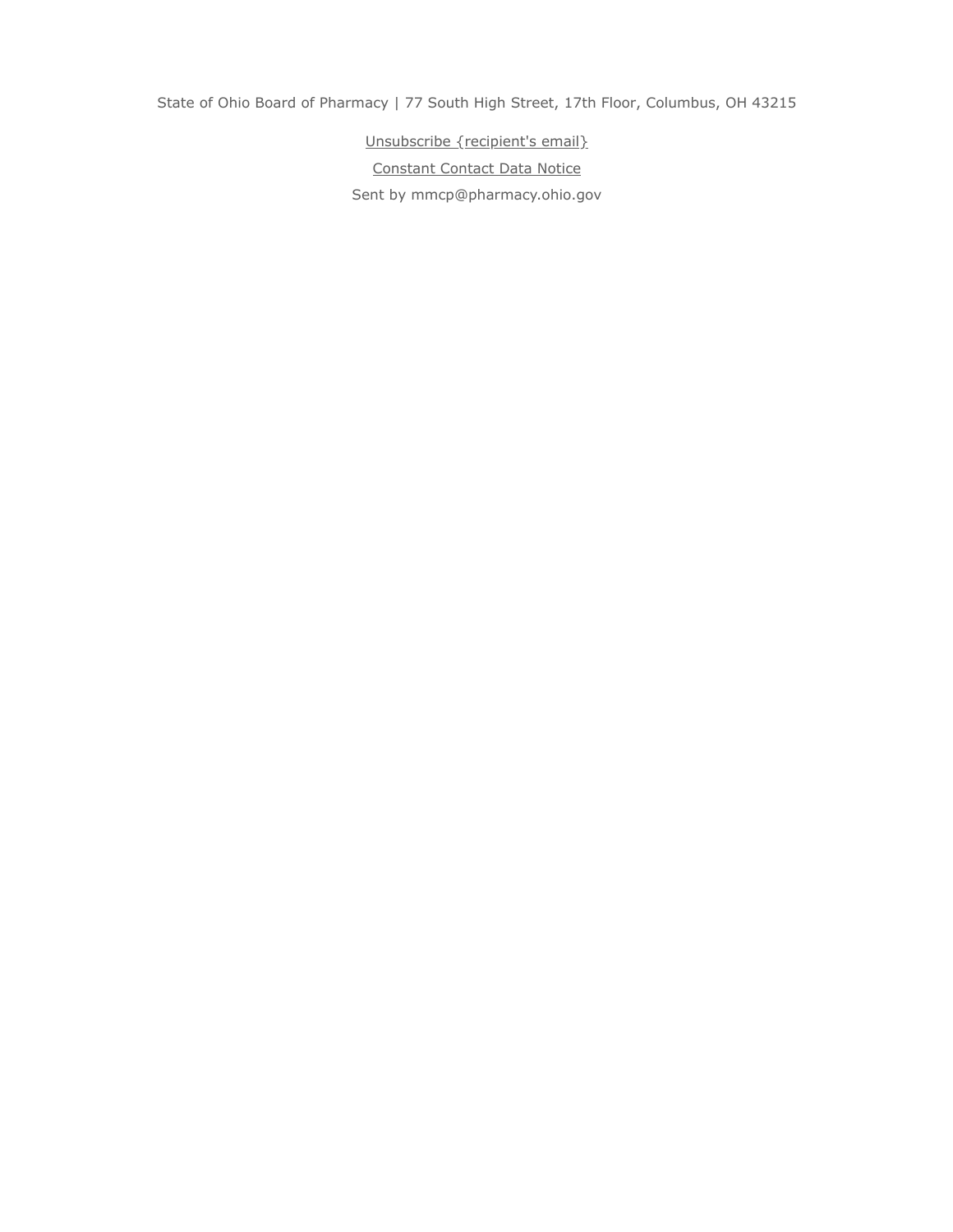State of Ohio Board of Pharmacy | 77 South High Street, 17th Floor, Columbus, OH 43215

Unsubscribe {recipient's email}

Constant Contact Data Notice

Sent by mmcp@pharmacy.ohio.gov